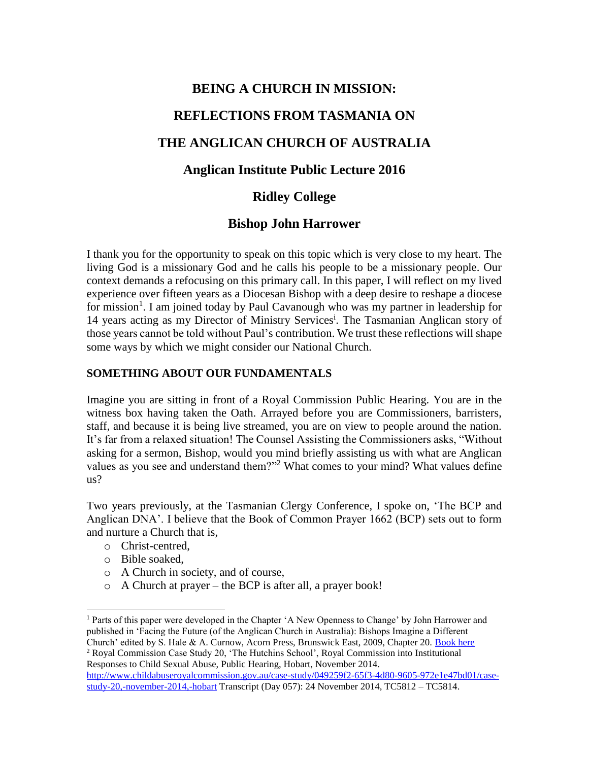# BEING A CHURCH IN MISSION:

# REFLECTIONS FROM TASMANIA ON

# THE ANGLICAN CHURCH OF AUSTRALIA

## Anglican Institute Public Lecture 2016

## Ridley College

## Bishop John Harrower

I thank you for the opportunity to speak on this topic which is very close to my heart. The living God is a missionary God and he calls his people to be a missionary people. Our context demands a refocusing on this primary call. In this paper, I will reflect on my lived experience over fifteen years as a Diocesan Bishop with a deep desire to reshape a diocese for mission[1]. I am joined today by Paul Cavanough who was my partner in leadership for 14 years acting as my Director of Ministry Services[i]. The Tasmanian Anglican story of those years cannot be told without Paul's contribution. We trust these reflections will shape some ways by which we might consider our National Church.

### SOMETHING ABOUT OUR FUNDAMENTALS

Imagine you are sitting in front of a Royal Commission Public Hearing. You are in the witness box having taken the Oath. Arrayed before you are Commissioners, barristers, staff, and because it is being live streamed, you are on view to people around the nation. It's far from a relaxed situation! The Counsel Assisting the Commissioners asks, "Without asking for a sermon, Bishop, would you mind briefly assisting us with what are Anglican values as you see and understand them?"[2] What comes to your mind? What values define us?

Two years previously, at the Tasmanian Clergy Conference, I spoke on, 'The BCP and Anglican DNA'. I believe that the Book of Common Prayer 1662 (BCP) sets out to form and nurture a Church that is,

- Christ-centred,
- Bible soaked,
- A Church in society, and of course,
- A Church at prayer – the BCP is after all, a prayer book!

---

[1] Parts of this paper were developed in the Chapter 'A New Openness to Change' by John Harrower and published in 'Facing the Future (of the Anglican Church in Australia): Bishops Imagine a Different Church' edited by S. Hale & A. Curnow, Acorn Press, Brunswick East, 2009, Chapter 20. Book here

[2] Royal Commission Case Study 20, 'The Hutchins School', Royal Commission into Institutional Responses to Child Sexual Abuse, Public Hearing, Hobart, November 2014. http://www.childabuseroyalcommission.gov.au/case-study/049259f2-65f3-4d80-9605-972e1e47bd01/case-study-20,-november-2014,-hobart Transcript (Day 057): 24 November 2014, TC5812 – TC5814.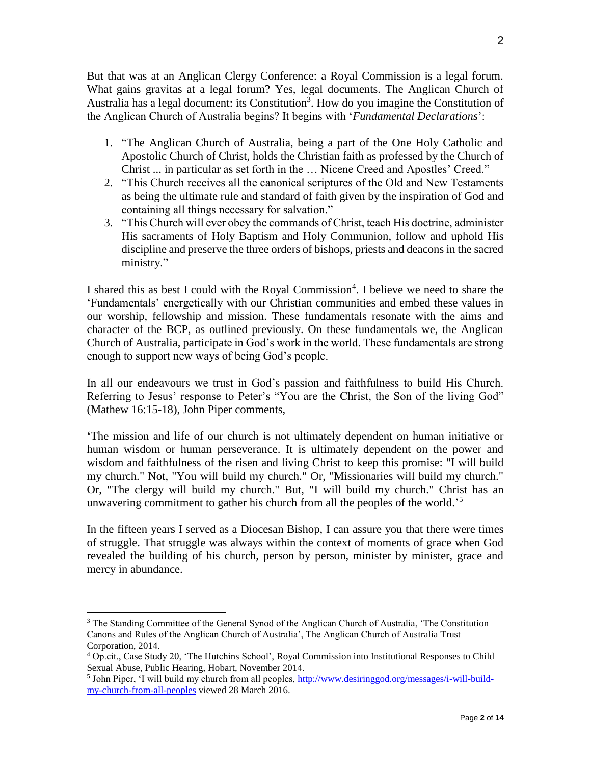But that was at an Anglican Clergy Conference: a Royal Commission is a legal forum. What gains gravitas at a legal forum? Yes, legal documents. The Anglican Church of Australia has a legal document: its Constitution[3]. How do you imagine the Constitution of the Anglican Church of Australia begins? It begins with '*Fundamental Declarations*':

1. "The Anglican Church of Australia, being a part of the One Holy Catholic and Apostolic Church of Christ, holds the Christian faith as professed by the Church of Christ ... in particular as set forth in the … Nicene Creed and Apostles' Creed."
2. "This Church receives all the canonical scriptures of the Old and New Testaments as being the ultimate rule and standard of faith given by the inspiration of God and containing all things necessary for salvation."
3. "This Church will ever obey the commands of Christ, teach His doctrine, administer His sacraments of Holy Baptism and Holy Communion, follow and uphold His discipline and preserve the three orders of bishops, priests and deacons in the sacred ministry."

I shared this as best I could with the Royal Commission[4]. I believe we need to share the 'Fundamentals' energetically with our Christian communities and embed these values in our worship, fellowship and mission. These fundamentals resonate with the aims and character of the BCP, as outlined previously. On these fundamentals we, the Anglican Church of Australia, participate in God's work in the world. These fundamentals are strong enough to support new ways of being God's people.

In all our endeavours we trust in God's passion and faithfulness to build His Church. Referring to Jesus' response to Peter's "You are the Christ, the Son of the living God" (Mathew 16:15-18), John Piper comments,

'The mission and life of our church is not ultimately dependent on human initiative or human wisdom or human perseverance. It is ultimately dependent on the power and wisdom and faithfulness of the risen and living Christ to keep this promise: "I will build my church." Not, "You will build my church." Or, "Missionaries will build my church." Or, "The clergy will build my church." But, "I will build my church." Christ has an unwavering commitment to gather his church from all the peoples of the world.'[5]

In the fifteen years I served as a Diocesan Bishop, I can assure you that there were times of struggle. That struggle was always within the context of moments of grace when God revealed the building of his church, person by person, minister by minister, grace and mercy in abundance.

---

[3] The Standing Committee of the General Synod of the Anglican Church of Australia, 'The Constitution Canons and Rules of the Anglican Church of Australia', The Anglican Church of Australia Trust Corporation, 2014.

[4] Op.cit., Case Study 20, 'The Hutchins School', Royal Commission into Institutional Responses to Child Sexual Abuse, Public Hearing, Hobart, November 2014.

[5] John Piper, 'I will build my church from all peoples, http://www.desiringgod.org/messages/i-will-build-my-church-from-all-peoples viewed 28 March 2016.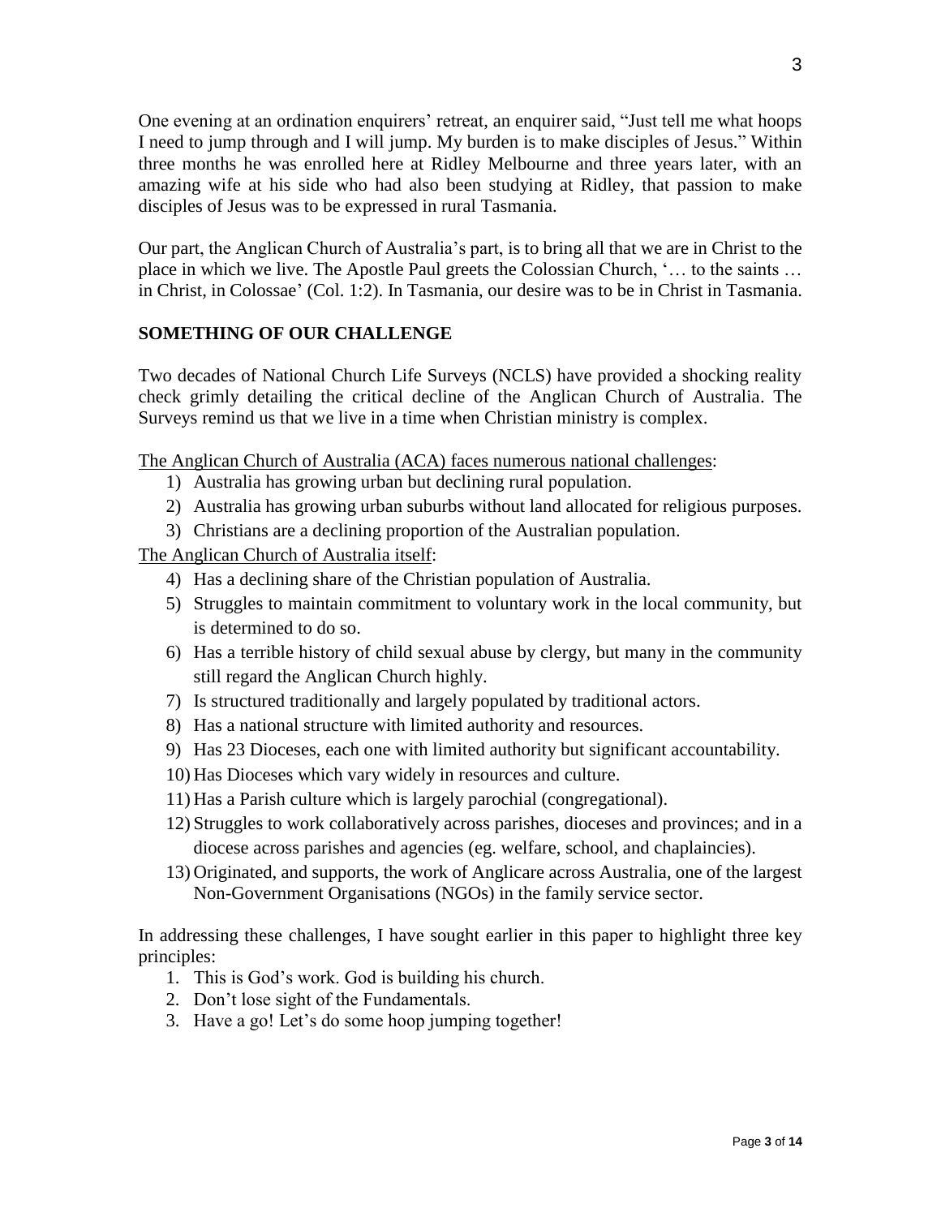One evening at an ordination enquirers' retreat, an enquirer said, "Just tell me what hoops I need to jump through and I will jump. My burden is to make disciples of Jesus." Within three months he was enrolled here at Ridley Melbourne and three years later, with an amazing wife at his side who had also been studying at Ridley, that passion to make disciples of Jesus was to be expressed in rural Tasmania.

Our part, the Anglican Church of Australia's part, is to bring all that we are in Christ to the place in which we live. The Apostle Paul greets the Colossian Church, '… to the saints … in Christ, in Colossae' (Col. 1:2). In Tasmania, our desire was to be in Christ in Tasmania.

## SOMETHING OF OUR CHALLENGE

Two decades of National Church Life Surveys (NCLS) have provided a shocking reality check grimly detailing the critical decline of the Anglican Church of Australia. The Surveys remind us that we live in a time when Christian ministry is complex.

<u>The Anglican Church of Australia (ACA) faces numerous national challenges</u>:

1) Australia has growing urban but declining rural population.
2) Australia has growing urban suburbs without land allocated for religious purposes.
3) Christians are a declining proportion of the Australian population.

<u>The Anglican Church of Australia itself</u>:

4) Has a declining share of the Christian population of Australia.
5) Struggles to maintain commitment to voluntary work in the local community, but is determined to do so.
6) Has a terrible history of child sexual abuse by clergy, but many in the community still regard the Anglican Church highly.
7) Is structured traditionally and largely populated by traditional actors.
8) Has a national structure with limited authority and resources.
9) Has 23 Dioceses, each one with limited authority but significant accountability.
10) Has Dioceses which vary widely in resources and culture.
11) Has a Parish culture which is largely parochial (congregational).
12) Struggles to work collaboratively across parishes, dioceses and provinces; and in a diocese across parishes and agencies (eg. welfare, school, and chaplaincies).
13) Originated, and supports, the work of Anglicare across Australia, one of the largest Non-Government Organisations (NGOs) in the family service sector.

In addressing these challenges, I have sought earlier in this paper to highlight three key principles:

1. This is God's work. God is building his church.
2. Don't lose sight of the Fundamentals.
3. Have a go! Let's do some hoop jumping together!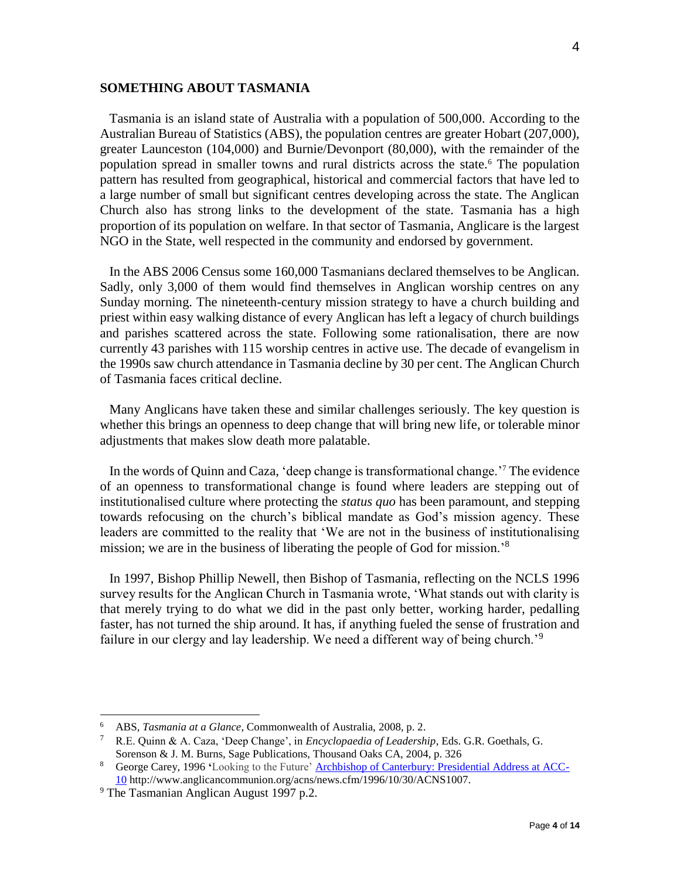## SOMETHING ABOUT TASMANIA

Tasmania is an island state of Australia with a population of 500,000. According to the Australian Bureau of Statistics (ABS), the population centres are greater Hobart (207,000), greater Launceston (104,000) and Burnie/Devonport (80,000), with the remainder of the population spread in smaller towns and rural districts across the state.[6] The population pattern has resulted from geographical, historical and commercial factors that have led to a large number of small but significant centres developing across the state. The Anglican Church also has strong links to the development of the state. Tasmania has a high proportion of its population on welfare. In that sector of Tasmania, Anglicare is the largest NGO in the State, well respected in the community and endorsed by government.

In the ABS 2006 Census some 160,000 Tasmanians declared themselves to be Anglican. Sadly, only 3,000 of them would find themselves in Anglican worship centres on any Sunday morning. The nineteenth-century mission strategy to have a church building and priest within easy walking distance of every Anglican has left a legacy of church buildings and parishes scattered across the state. Following some rationalisation, there are now currently 43 parishes with 115 worship centres in active use. The decade of evangelism in the 1990s saw church attendance in Tasmania decline by 30 per cent. The Anglican Church of Tasmania faces critical decline.

Many Anglicans have taken these and similar challenges seriously. The key question is whether this brings an openness to deep change that will bring new life, or tolerable minor adjustments that makes slow death more palatable.

In the words of Quinn and Caza, 'deep change is transformational change.'[7] The evidence of an openness to transformational change is found where leaders are stepping out of institutionalised culture where protecting the *status quo* has been paramount, and stepping towards refocusing on the church's biblical mandate as God's mission agency. These leaders are committed to the reality that 'We are not in the business of institutionalising mission; we are in the business of liberating the people of God for mission.'[8]

In 1997, Bishop Phillip Newell, then Bishop of Tasmania, reflecting on the NCLS 1996 survey results for the Anglican Church in Tasmania wrote, 'What stands out with clarity is that merely trying to do what we did in the past only better, working harder, pedalling faster, has not turned the ship around. It has, if anything fueled the sense of frustration and failure in our clergy and lay leadership. We need a different way of being church.'[9]

---

[6] ABS, *Tasmania at a Glance*, Commonwealth of Australia, 2008, p. 2.

[7] R.E. Quinn & A. Caza, 'Deep Change', in *Encyclopaedia of Leadership*, Eds. G.R. Goethals, G. Sorenson & J. M. Burns, Sage Publications, Thousand Oaks CA, 2004, p. 326

[8] George Carey, 1996 'Looking to the Future' Archbishop of Canterbury: Presidential Address at ACC-10 http://www.anglicancommunion.org/acns/news.cfm/1996/10/30/ACNS1007.

[9] The Tasmanian Anglican August 1997 p.2.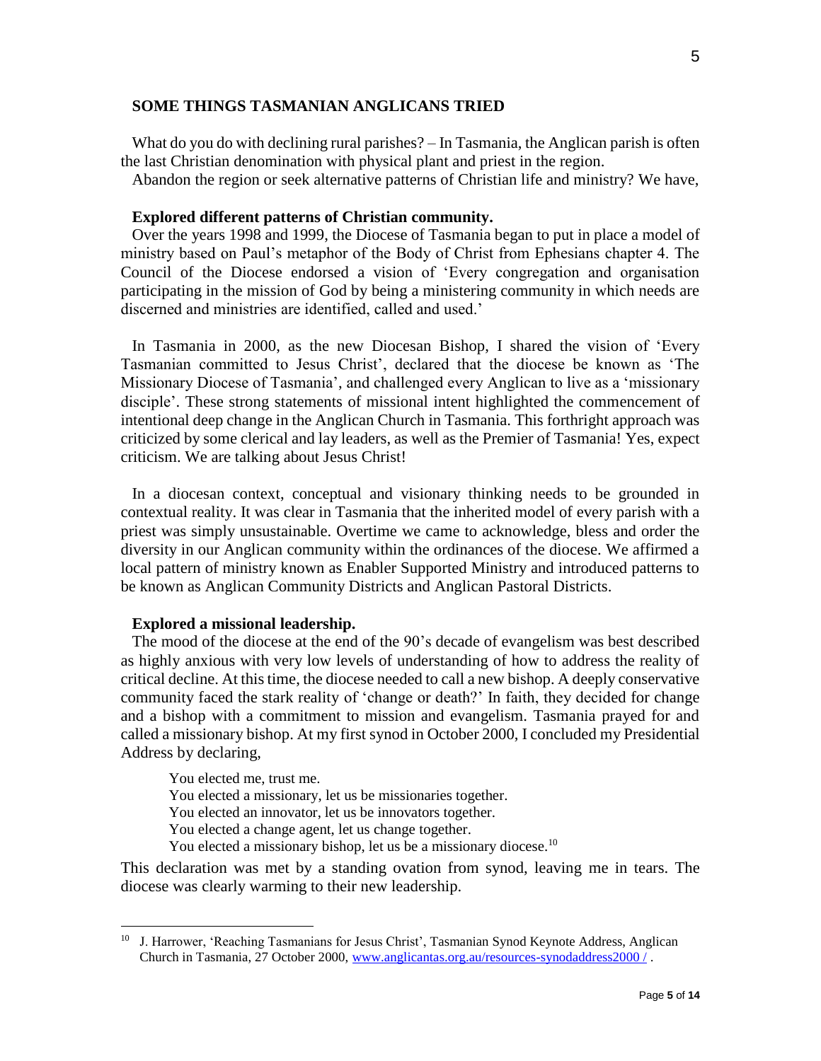## SOME THINGS TASMANIAN ANGLICANS TRIED

What do you do with declining rural parishes? – In Tasmania, the Anglican parish is often the last Christian denomination with physical plant and priest in the region.

Abandon the region or seek alternative patterns of Christian life and ministry? We have,

### Explored different patterns of Christian community.

Over the years 1998 and 1999, the Diocese of Tasmania began to put in place a model of ministry based on Paul's metaphor of the Body of Christ from Ephesians chapter 4. The Council of the Diocese endorsed a vision of 'Every congregation and organisation participating in the mission of God by being a ministering community in which needs are discerned and ministries are identified, called and used.'

In Tasmania in 2000, as the new Diocesan Bishop, I shared the vision of 'Every Tasmanian committed to Jesus Christ', declared that the diocese be known as 'The Missionary Diocese of Tasmania', and challenged every Anglican to live as a 'missionary disciple'. These strong statements of missional intent highlighted the commencement of intentional deep change in the Anglican Church in Tasmania. This forthright approach was criticized by some clerical and lay leaders, as well as the Premier of Tasmania! Yes, expect criticism. We are talking about Jesus Christ!

In a diocesan context, conceptual and visionary thinking needs to be grounded in contextual reality. It was clear in Tasmania that the inherited model of every parish with a priest was simply unsustainable. Overtime we came to acknowledge, bless and order the diversity in our Anglican community within the ordinances of the diocese. We affirmed a local pattern of ministry known as Enabler Supported Ministry and introduced patterns to be known as Anglican Community Districts and Anglican Pastoral Districts.

### Explored a missional leadership.

The mood of the diocese at the end of the 90's decade of evangelism was best described as highly anxious with very low levels of understanding of how to address the reality of critical decline. At this time, the diocese needed to call a new bishop. A deeply conservative community faced the stark reality of 'change or death?' In faith, they decided for change and a bishop with a commitment to mission and evangelism. Tasmania prayed for and called a missionary bishop. At my first synod in October 2000, I concluded my Presidential Address by declaring,

> You elected me, trust me.
> You elected a missionary, let us be missionaries together.
> You elected an innovator, let us be innovators together.
> You elected a change agent, let us change together.
> You elected a missionary bishop, let us be a missionary diocese.[10]

This declaration was met by a standing ovation from synod, leaving me in tears. The diocese was clearly warming to their new leadership.

---

[10] J. Harrower, 'Reaching Tasmanians for Jesus Christ', Tasmanian Synod Keynote Address, Anglican Church in Tasmania, 27 October 2000, www.anglicantas.org.au/resources-synodaddress2000 / .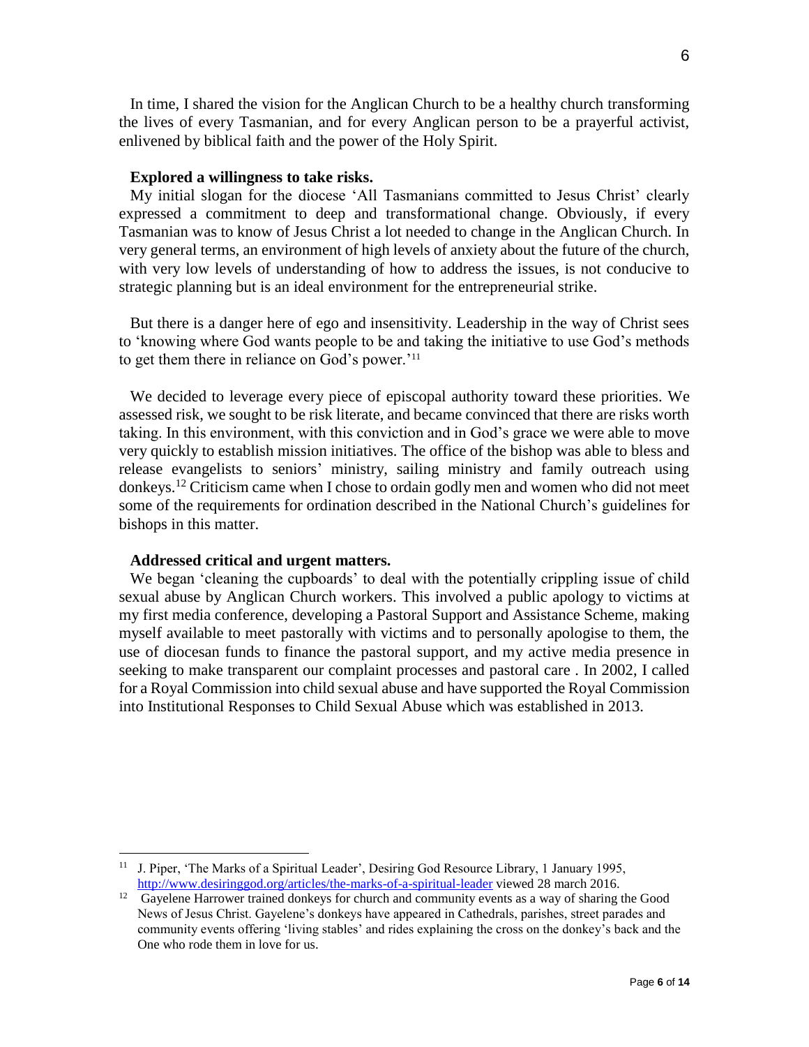In time, I shared the vision for the Anglican Church to be a healthy church transforming the lives of every Tasmanian, and for every Anglican person to be a prayerful activist, enlivened by biblical faith and the power of the Holy Spirit.

**Explored a willingness to take risks.**

My initial slogan for the diocese 'All Tasmanians committed to Jesus Christ' clearly expressed a commitment to deep and transformational change. Obviously, if every Tasmanian was to know of Jesus Christ a lot needed to change in the Anglican Church. In very general terms, an environment of high levels of anxiety about the future of the church, with very low levels of understanding of how to address the issues, is not conducive to strategic planning but is an ideal environment for the entrepreneurial strike.

But there is a danger here of ego and insensitivity. Leadership in the way of Christ sees to 'knowing where God wants people to be and taking the initiative to use God's methods to get them there in reliance on God's power.'[11]

We decided to leverage every piece of episcopal authority toward these priorities. We assessed risk, we sought to be risk literate, and became convinced that there are risks worth taking. In this environment, with this conviction and in God's grace we were able to move very quickly to establish mission initiatives. The office of the bishop was able to bless and release evangelists to seniors' ministry, sailing ministry and family outreach using donkeys.[12] Criticism came when I chose to ordain godly men and women who did not meet some of the requirements for ordination described in the National Church's guidelines for bishops in this matter.

**Addressed critical and urgent matters.**

We began 'cleaning the cupboards' to deal with the potentially crippling issue of child sexual abuse by Anglican Church workers. This involved a public apology to victims at my first media conference, developing a Pastoral Support and Assistance Scheme, making myself available to meet pastorally with victims and to personally apologise to them, the use of diocesan funds to finance the pastoral support, and my active media presence in seeking to make transparent our complaint processes and pastoral care . In 2002, I called for a Royal Commission into child sexual abuse and have supported the Royal Commission into Institutional Responses to Child Sexual Abuse which was established in 2013.

---

[11] J. Piper, 'The Marks of a Spiritual Leader', Desiring God Resource Library, 1 January 1995, http://www.desiringgod.org/articles/the-marks-of-a-spiritual-leader viewed 28 march 2016.

[12] Gayelene Harrower trained donkeys for church and community events as a way of sharing the Good News of Jesus Christ. Gayelene's donkeys have appeared in Cathedrals, parishes, street parades and community events offering 'living stables' and rides explaining the cross on the donkey's back and the One who rode them in love for us.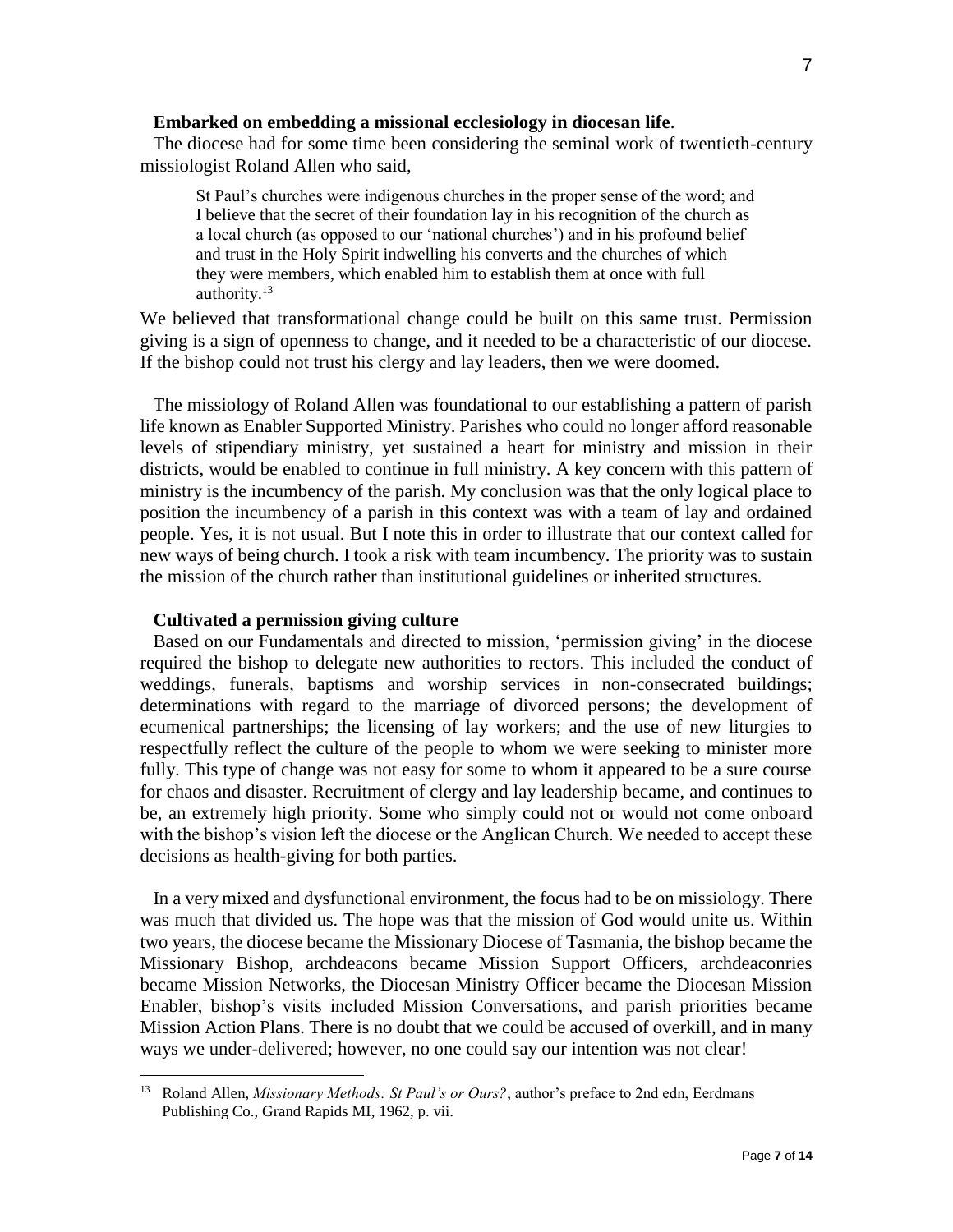**Embarked on embedding a missional ecclesiology in diocesan life**.

The diocese had for some time been considering the seminal work of twentieth-century missiologist Roland Allen who said,

> St Paul's churches were indigenous churches in the proper sense of the word; and I believe that the secret of their foundation lay in his recognition of the church as a local church (as opposed to our 'national churches') and in his profound belief and trust in the Holy Spirit indwelling his converts and the churches of which they were members, which enabled him to establish them at once with full authority.[13]

We believed that transformational change could be built on this same trust. Permission giving is a sign of openness to change, and it needed to be a characteristic of our diocese. If the bishop could not trust his clergy and lay leaders, then we were doomed.

The missiology of Roland Allen was foundational to our establishing a pattern of parish life known as Enabler Supported Ministry. Parishes who could no longer afford reasonable levels of stipendiary ministry, yet sustained a heart for ministry and mission in their districts, would be enabled to continue in full ministry. A key concern with this pattern of ministry is the incumbency of the parish. My conclusion was that the only logical place to position the incumbency of a parish in this context was with a team of lay and ordained people. Yes, it is not usual. But I note this in order to illustrate that our context called for new ways of being church. I took a risk with team incumbency. The priority was to sustain the mission of the church rather than institutional guidelines or inherited structures.

**Cultivated a permission giving culture**

Based on our Fundamentals and directed to mission, 'permission giving' in the diocese required the bishop to delegate new authorities to rectors. This included the conduct of weddings, funerals, baptisms and worship services in non-consecrated buildings; determinations with regard to the marriage of divorced persons; the development of ecumenical partnerships; the licensing of lay workers; and the use of new liturgies to respectfully reflect the culture of the people to whom we were seeking to minister more fully. This type of change was not easy for some to whom it appeared to be a sure course for chaos and disaster. Recruitment of clergy and lay leadership became, and continues to be, an extremely high priority. Some who simply could not or would not come onboard with the bishop's vision left the diocese or the Anglican Church. We needed to accept these decisions as health-giving for both parties.

In a very mixed and dysfunctional environment, the focus had to be on missiology. There was much that divided us. The hope was that the mission of God would unite us. Within two years, the diocese became the Missionary Diocese of Tasmania, the bishop became the Missionary Bishop, archdeacons became Mission Support Officers, archdeaconries became Mission Networks, the Diocesan Ministry Officer became the Diocesan Mission Enabler, bishop's visits included Mission Conversations, and parish priorities became Mission Action Plans. There is no doubt that we could be accused of overkill, and in many ways we under-delivered; however, no one could say our intention was not clear!

---

[13] Roland Allen, *Missionary Methods: St Paul's or Ours?*, author's preface to 2nd edn, Eerdmans Publishing Co., Grand Rapids MI, 1962, p. vii.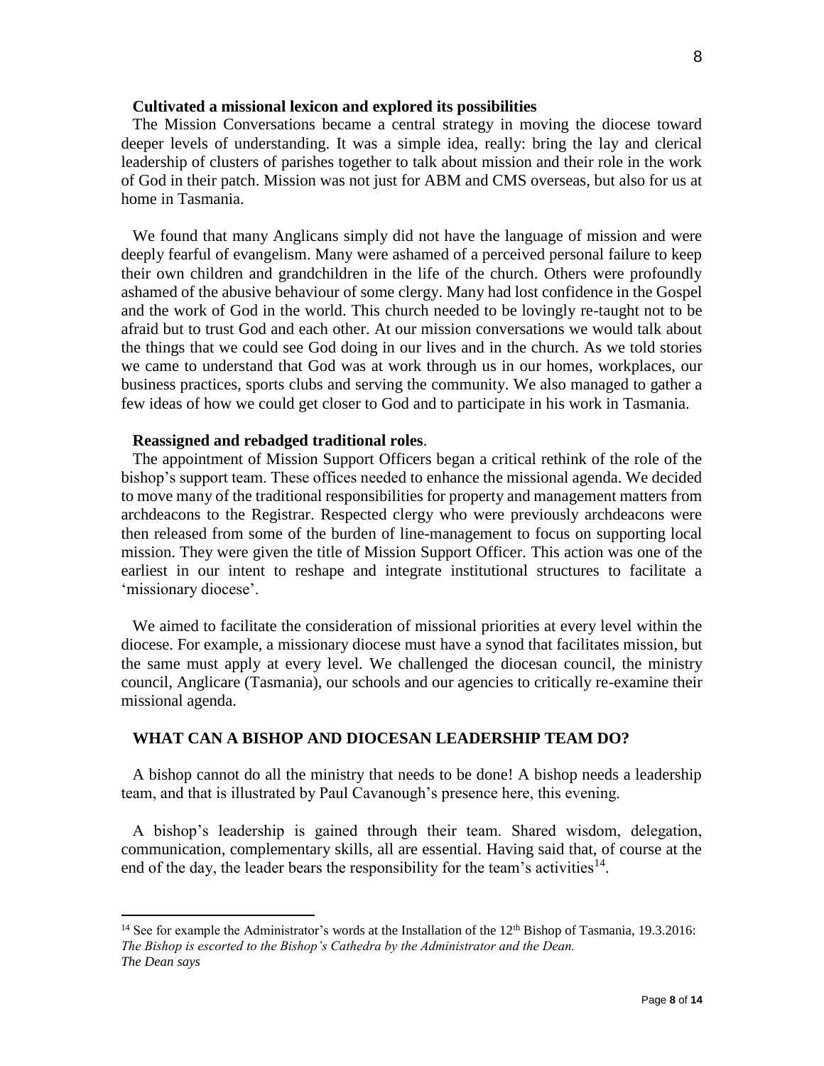**Cultivated a missional lexicon and explored its possibilities**

The Mission Conversations became a central strategy in moving the diocese toward deeper levels of understanding. It was a simple idea, really: bring the lay and clerical leadership of clusters of parishes together to talk about mission and their role in the work of God in their patch. Mission was not just for ABM and CMS overseas, but also for us at home in Tasmania.

We found that many Anglicans simply did not have the language of mission and were deeply fearful of evangelism. Many were ashamed of a perceived personal failure to keep their own children and grandchildren in the life of the church. Others were profoundly ashamed of the abusive behaviour of some clergy. Many had lost confidence in the Gospel and the work of God in the world. This church needed to be lovingly re-taught not to be afraid but to trust God and each other. At our mission conversations we would talk about the things that we could see God doing in our lives and in the church. As we told stories we came to understand that God was at work through us in our homes, workplaces, our business practices, sports clubs and serving the community. We also managed to gather a few ideas of how we could get closer to God and to participate in his work in Tasmania.

**Reassigned and rebadged traditional roles**.

The appointment of Mission Support Officers began a critical rethink of the role of the bishop's support team. These offices needed to enhance the missional agenda. We decided to move many of the traditional responsibilities for property and management matters from archdeacons to the Registrar. Respected clergy who were previously archdeacons were then released from some of the burden of line-management to focus on supporting local mission. They were given the title of Mission Support Officer. This action was one of the earliest in our intent to reshape and integrate institutional structures to facilitate a 'missionary diocese'.

We aimed to facilitate the consideration of missional priorities at every level within the diocese. For example, a missionary diocese must have a synod that facilitates mission, but the same must apply at every level. We challenged the diocesan council, the ministry council, Anglicare (Tasmania), our schools and our agencies to critically re-examine their missional agenda.

## WHAT CAN A BISHOP AND DIOCESAN LEADERSHIP TEAM DO?

A bishop cannot do all the ministry that needs to be done! A bishop needs a leadership team, and that is illustrated by Paul Cavanough's presence here, this evening.

A bishop's leadership is gained through their team. Shared wisdom, delegation, communication, complementary skills, all are essential. Having said that, of course at the end of the day, the leader bears the responsibility for the team's activities[14].

---

[14] See for example the Administrator's words at the Installation of the 12th Bishop of Tasmania, 19.3.2016:
*The Bishop is escorted to the Bishop's Cathedra by the Administrator and the Dean.*
*The Dean says*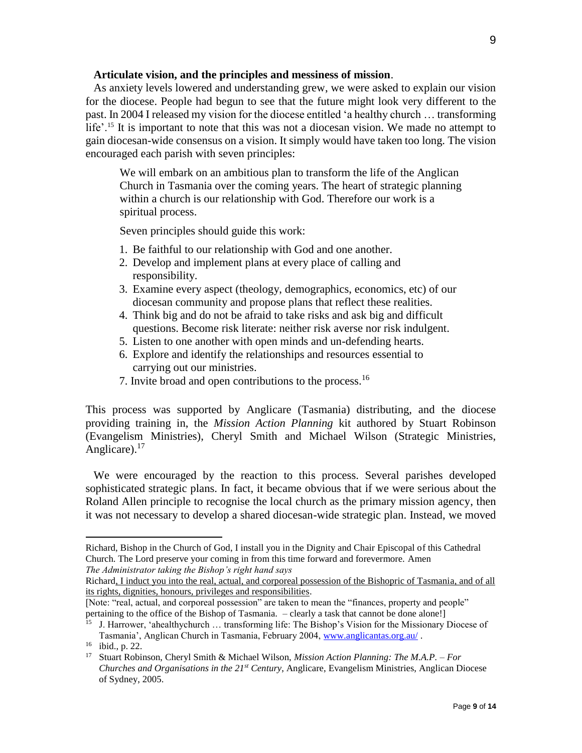**Articulate vision, and the principles and messiness of mission**.

As anxiety levels lowered and understanding grew, we were asked to explain our vision for the diocese. People had begun to see that the future might look very different to the past. In 2004 I released my vision for the diocese entitled 'a healthy church … transforming life'.[15] It is important to note that this was not a diocesan vision. We made no attempt to gain diocesan-wide consensus on a vision. It simply would have taken too long. The vision encouraged each parish with seven principles:

> We will embark on an ambitious plan to transform the life of the Anglican Church in Tasmania over the coming years. The heart of strategic planning within a church is our relationship with God. Therefore our work is a spiritual process.
>
> Seven principles should guide this work:
>
> 1. Be faithful to our relationship with God and one another.
> 2. Develop and implement plans at every place of calling and responsibility.
> 3. Examine every aspect (theology, demographics, economics, etc) of our diocesan community and propose plans that reflect these realities.
> 4. Think big and do not be afraid to take risks and ask big and difficult questions. Become risk literate: neither risk averse nor risk indulgent.
> 5. Listen to one another with open minds and un-defending hearts.
> 6. Explore and identify the relationships and resources essential to carrying out our ministries.
> 7. Invite broad and open contributions to the process.[16]

This process was supported by Anglicare (Tasmania) distributing, and the diocese providing training in, the *Mission Action Planning* kit authored by Stuart Robinson (Evangelism Ministries), Cheryl Smith and Michael Wilson (Strategic Ministries, Anglicare).[17]

We were encouraged by the reaction to this process. Several parishes developed sophisticated strategic plans. In fact, it became obvious that if we were serious about the Roland Allen principle to recognise the local church as the primary mission agency, then it was not necessary to develop a shared diocesan-wide strategic plan. Instead, we moved

---

Richard, Bishop in the Church of God, I install you in the Dignity and Chair Episcopal of this Cathedral Church. The Lord preserve your coming in from this time forward and forevermore. Amen

*The Administrator taking the Bishop's right hand says*

Richard, I induct you into the real, actual, and corporeal possession of the Bishopric of Tasmania, and of all its rights, dignities, honours, privileges and responsibilities.

[Note: "real, actual, and corporeal possession" are taken to mean the "finances, property and people" pertaining to the office of the Bishop of Tasmania. – clearly a task that cannot be done alone!]

[15] J. Harrower, 'ahealthychurch … transforming life: The Bishop's Vision for the Missionary Diocese of Tasmania', Anglican Church in Tasmania, February 2004, www.anglicantas.org.au/ .

[16] ibid., p. 22.

[17] Stuart Robinson, Cheryl Smith & Michael Wilson, *Mission Action Planning: The M.A.P. – For Churches and Organisations in the 21st Century*, Anglicare, Evangelism Ministries, Anglican Diocese of Sydney, 2005.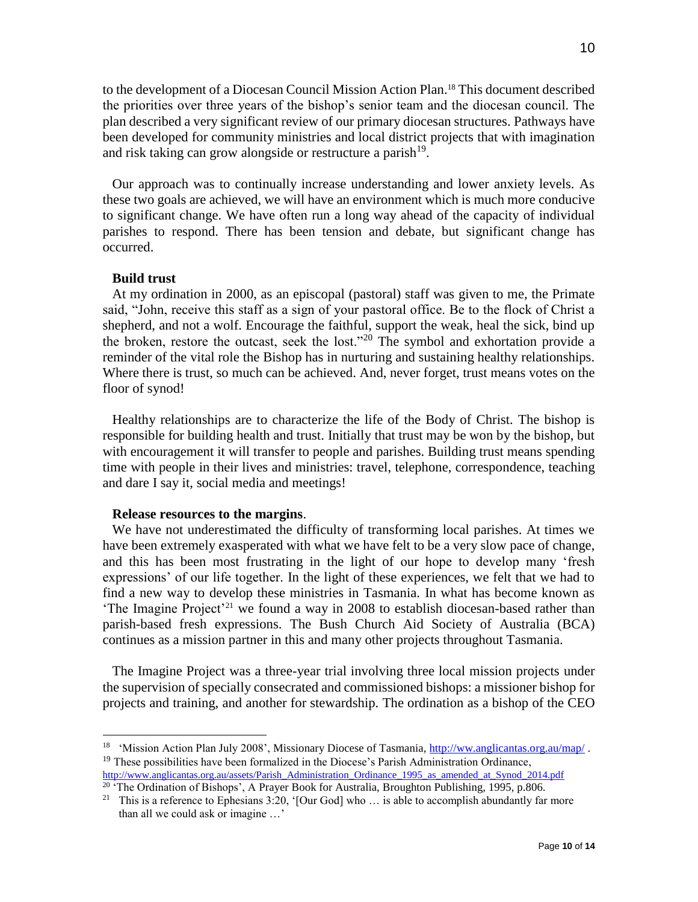to the development of a Diocesan Council Mission Action Plan.[18] This document described the priorities over three years of the bishop's senior team and the diocesan council. The plan described a very significant review of our primary diocesan structures. Pathways have been developed for community ministries and local district projects that with imagination and risk taking can grow alongside or restructure a parish[19].

Our approach was to continually increase understanding and lower anxiety levels. As these two goals are achieved, we will have an environment which is much more conducive to significant change. We have often run a long way ahead of the capacity of individual parishes to respond. There has been tension and debate, but significant change has occurred.

**Build trust**

At my ordination in 2000, as an episcopal (pastoral) staff was given to me, the Primate said, "John, receive this staff as a sign of your pastoral office. Be to the flock of Christ a shepherd, and not a wolf. Encourage the faithful, support the weak, heal the sick, bind up the broken, restore the outcast, seek the lost."[20] The symbol and exhortation provide a reminder of the vital role the Bishop has in nurturing and sustaining healthy relationships. Where there is trust, so much can be achieved. And, never forget, trust means votes on the floor of synod!

Healthy relationships are to characterize the life of the Body of Christ. The bishop is responsible for building health and trust. Initially that trust may be won by the bishop, but with encouragement it will transfer to people and parishes. Building trust means spending time with people in their lives and ministries: travel, telephone, correspondence, teaching and dare I say it, social media and meetings!

**Release resources to the margins**.

We have not underestimated the difficulty of transforming local parishes. At times we have been extremely exasperated with what we have felt to be a very slow pace of change, and this has been most frustrating in the light of our hope to develop many 'fresh expressions' of our life together. In the light of these experiences, we felt that we had to find a new way to develop these ministries in Tasmania. In what has become known as 'The Imagine Project'[21] we found a way in 2008 to establish diocesan-based rather than parish-based fresh expressions. The Bush Church Aid Society of Australia (BCA) continues as a mission partner in this and many other projects throughout Tasmania.

The Imagine Project was a three-year trial involving three local mission projects under the supervision of specially consecrated and commissioned bishops: a missioner bishop for projects and training, and another for stewardship. The ordination as a bishop of the CEO

---

[18] 'Mission Action Plan July 2008', Missionary Diocese of Tasmania, http://ww.anglicantas.org.au/map/ .

[19] These possibilities have been formalized in the Diocese's Parish Administration Ordinance, http://www.anglicantas.org.au/assets/Parish_Administration_Ordinance_1995_as_amended_at_Synod_2014.pdf

[20] 'The Ordination of Bishops', A Prayer Book for Australia, Broughton Publishing, 1995, p.806.

[21] This is a reference to Ephesians 3:20, '[Our God] who … is able to accomplish abundantly far more than all we could ask or imagine …'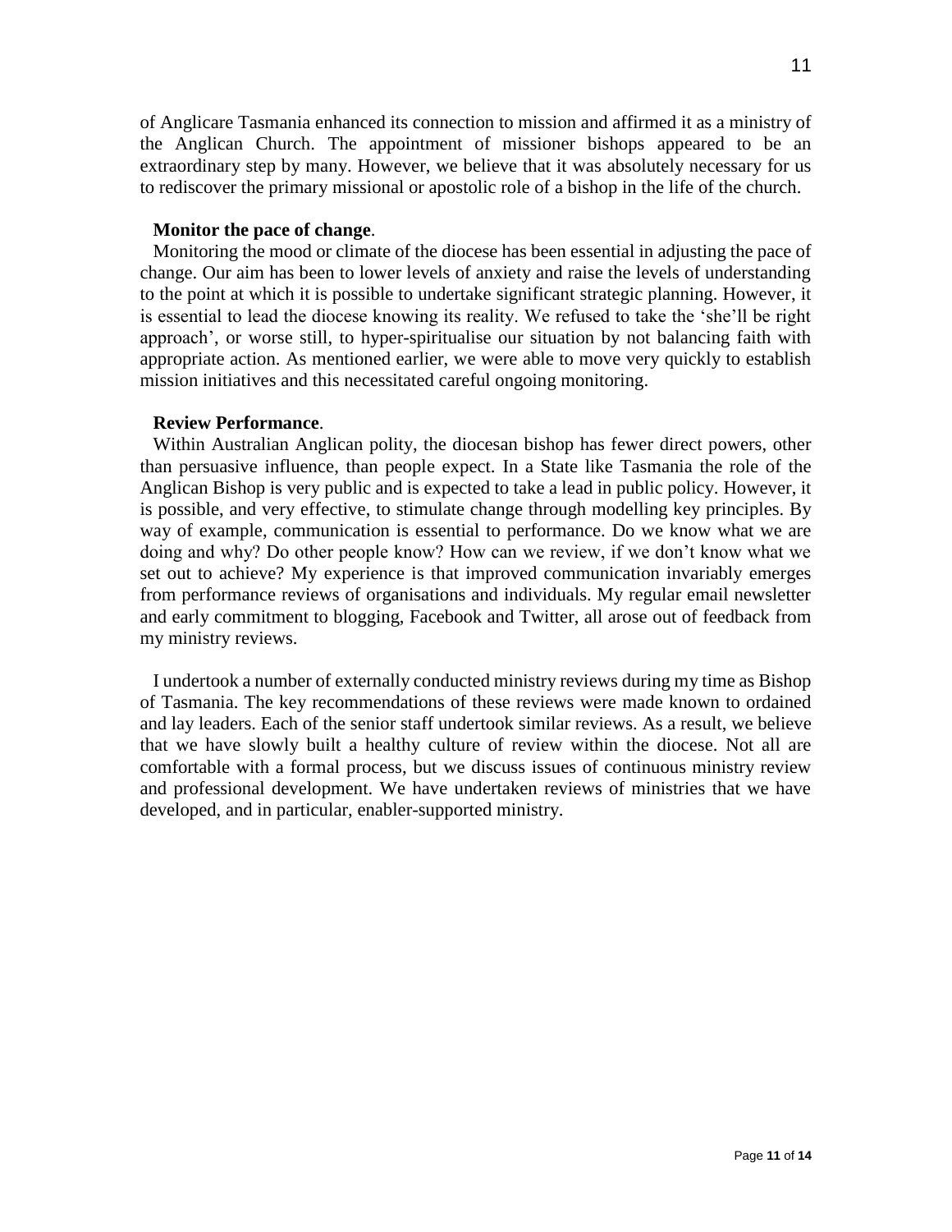of Anglicare Tasmania enhanced its connection to mission and affirmed it as a ministry of the Anglican Church. The appointment of missioner bishops appeared to be an extraordinary step by many. However, we believe that it was absolutely necessary for us to rediscover the primary missional or apostolic role of a bishop in the life of the church.

**Monitor the pace of change**.

Monitoring the mood or climate of the diocese has been essential in adjusting the pace of change. Our aim has been to lower levels of anxiety and raise the levels of understanding to the point at which it is possible to undertake significant strategic planning. However, it is essential to lead the diocese knowing its reality. We refused to take the 'she'll be right approach', or worse still, to hyper-spiritualise our situation by not balancing faith with appropriate action. As mentioned earlier, we were able to move very quickly to establish mission initiatives and this necessitated careful ongoing monitoring.

**Review Performance**.

Within Australian Anglican polity, the diocesan bishop has fewer direct powers, other than persuasive influence, than people expect. In a State like Tasmania the role of the Anglican Bishop is very public and is expected to take a lead in public policy. However, it is possible, and very effective, to stimulate change through modelling key principles. By way of example, communication is essential to performance. Do we know what we are doing and why? Do other people know? How can we review, if we don't know what we set out to achieve? My experience is that improved communication invariably emerges from performance reviews of organisations and individuals. My regular email newsletter and early commitment to blogging, Facebook and Twitter, all arose out of feedback from my ministry reviews.

I undertook a number of externally conducted ministry reviews during my time as Bishop of Tasmania. The key recommendations of these reviews were made known to ordained and lay leaders. Each of the senior staff undertook similar reviews. As a result, we believe that we have slowly built a healthy culture of review within the diocese. Not all are comfortable with a formal process, but we discuss issues of continuous ministry review and professional development. We have undertaken reviews of ministries that we have developed, and in particular, enabler-supported ministry.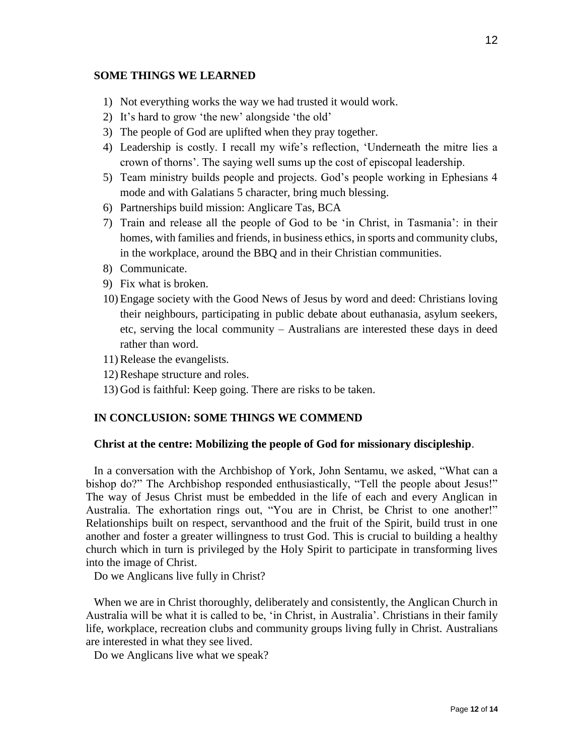## SOME THINGS WE LEARNED

1) Not everything works the way we had trusted it would work.
2) It's hard to grow 'the new' alongside 'the old'
3) The people of God are uplifted when they pray together.
4) Leadership is costly. I recall my wife's reflection, 'Underneath the mitre lies a crown of thorns'. The saying well sums up the cost of episcopal leadership.
5) Team ministry builds people and projects. God's people working in Ephesians 4 mode and with Galatians 5 character, bring much blessing.
6) Partnerships build mission: Anglicare Tas, BCA
7) Train and release all the people of God to be 'in Christ, in Tasmania': in their homes, with families and friends, in business ethics, in sports and community clubs, in the workplace, around the BBQ and in their Christian communities.
8) Communicate.
9) Fix what is broken.
10) Engage society with the Good News of Jesus by word and deed: Christians loving their neighbours, participating in public debate about euthanasia, asylum seekers, etc, serving the local community – Australians are interested these days in deed rather than word.
11) Release the evangelists.
12) Reshape structure and roles.
13) God is faithful: Keep going. There are risks to be taken.

## IN CONCLUSION: SOME THINGS WE COMMEND

**Christ at the centre: Mobilizing the people of God for missionary discipleship**.

In a conversation with the Archbishop of York, John Sentamu, we asked, "What can a bishop do?" The Archbishop responded enthusiastically, "Tell the people about Jesus!" The way of Jesus Christ must be embedded in the life of each and every Anglican in Australia. The exhortation rings out, "You are in Christ, be Christ to one another!" Relationships built on respect, servanthood and the fruit of the Spirit, build trust in one another and foster a greater willingness to trust God. This is crucial to building a healthy church which in turn is privileged by the Holy Spirit to participate in transforming lives into the image of Christ.

Do we Anglicans live fully in Christ?

When we are in Christ thoroughly, deliberately and consistently, the Anglican Church in Australia will be what it is called to be, 'in Christ, in Australia'. Christians in their family life, workplace, recreation clubs and community groups living fully in Christ. Australians are interested in what they see lived.

Do we Anglicans live what we speak?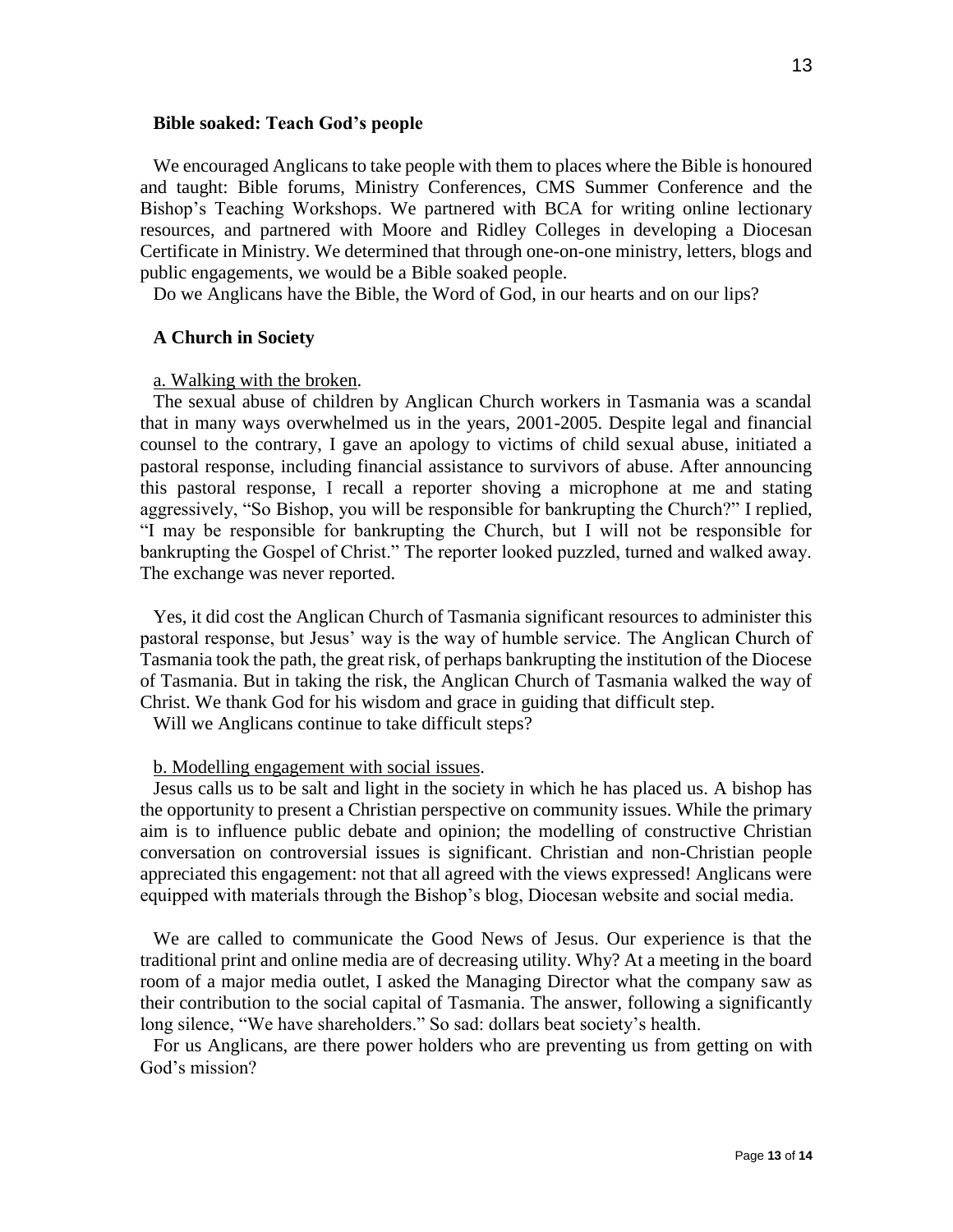**Bible soaked: Teach God's people**

We encouraged Anglicans to take people with them to places where the Bible is honoured and taught: Bible forums, Ministry Conferences, CMS Summer Conference and the Bishop's Teaching Workshops. We partnered with BCA for writing online lectionary resources, and partnered with Moore and Ridley Colleges in developing a Diocesan Certificate in Ministry. We determined that through one-on-one ministry, letters, blogs and public engagements, we would be a Bible soaked people.

Do we Anglicans have the Bible, the Word of God, in our hearts and on our lips?

**A Church in Society**

a. Walking with the broken.

The sexual abuse of children by Anglican Church workers in Tasmania was a scandal that in many ways overwhelmed us in the years, 2001-2005. Despite legal and financial counsel to the contrary, I gave an apology to victims of child sexual abuse, initiated a pastoral response, including financial assistance to survivors of abuse. After announcing this pastoral response, I recall a reporter shoving a microphone at me and stating aggressively, "So Bishop, you will be responsible for bankrupting the Church?" I replied, "I may be responsible for bankrupting the Church, but I will not be responsible for bankrupting the Gospel of Christ." The reporter looked puzzled, turned and walked away. The exchange was never reported.

Yes, it did cost the Anglican Church of Tasmania significant resources to administer this pastoral response, but Jesus' way is the way of humble service. The Anglican Church of Tasmania took the path, the great risk, of perhaps bankrupting the institution of the Diocese of Tasmania. But in taking the risk, the Anglican Church of Tasmania walked the way of Christ. We thank God for his wisdom and grace in guiding that difficult step.

Will we Anglicans continue to take difficult steps?

b. Modelling engagement with social issues.

Jesus calls us to be salt and light in the society in which he has placed us. A bishop has the opportunity to present a Christian perspective on community issues. While the primary aim is to influence public debate and opinion; the modelling of constructive Christian conversation on controversial issues is significant. Christian and non-Christian people appreciated this engagement: not that all agreed with the views expressed! Anglicans were equipped with materials through the Bishop's blog, Diocesan website and social media.

We are called to communicate the Good News of Jesus. Our experience is that the traditional print and online media are of decreasing utility. Why? At a meeting in the board room of a major media outlet, I asked the Managing Director what the company saw as their contribution to the social capital of Tasmania. The answer, following a significantly long silence, "We have shareholders." So sad: dollars beat society's health.

For us Anglicans, are there power holders who are preventing us from getting on with God's mission?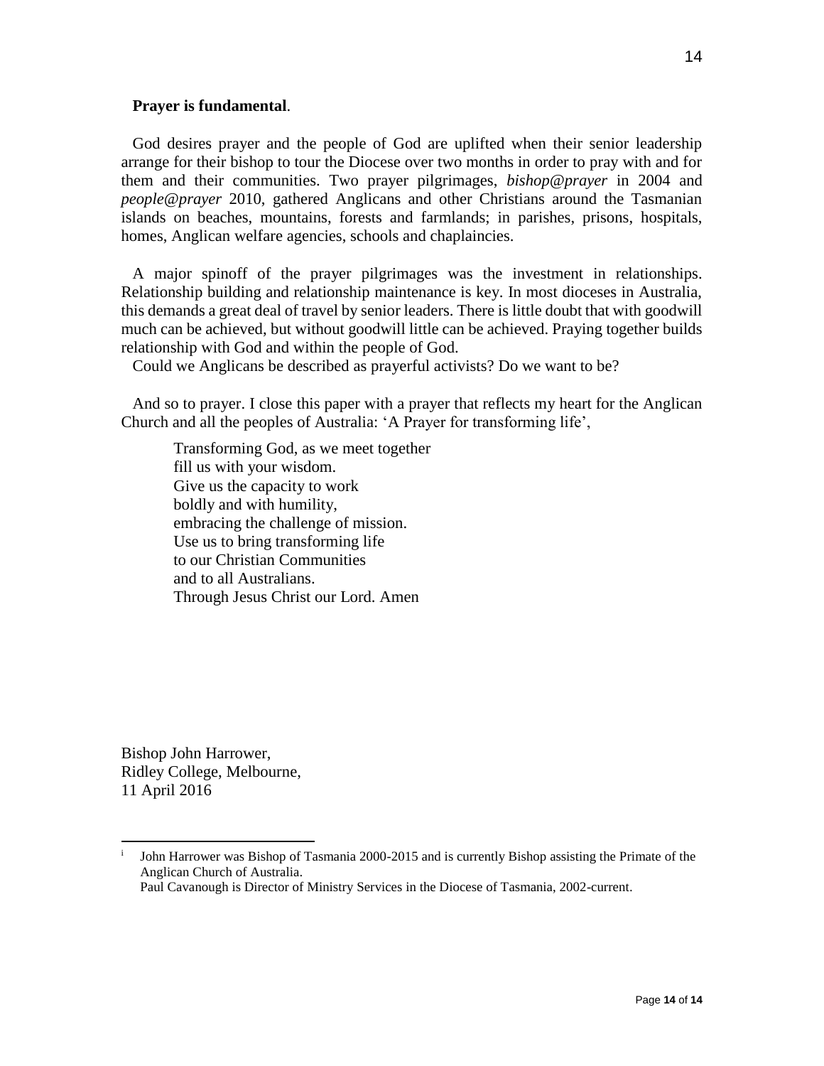**Prayer is fundamental**.

God desires prayer and the people of God are uplifted when their senior leadership arrange for their bishop to tour the Diocese over two months in order to pray with and for them and their communities. Two prayer pilgrimages, *bishop@prayer* in 2004 and *people@prayer* 2010, gathered Anglicans and other Christians around the Tasmanian islands on beaches, mountains, forests and farmlands; in parishes, prisons, hospitals, homes, Anglican welfare agencies, schools and chaplaincies.

A major spinoff of the prayer pilgrimages was the investment in relationships. Relationship building and relationship maintenance is key. In most dioceses in Australia, this demands a great deal of travel by senior leaders. There is little doubt that with goodwill much can be achieved, but without goodwill little can be achieved. Praying together builds relationship with God and within the people of God.

Could we Anglicans be described as prayerful activists? Do we want to be?

And so to prayer. I close this paper with a prayer that reflects my heart for the Anglican Church and all the peoples of Australia: 'A Prayer for transforming life',

> Transforming God, as we meet together
> fill us with your wisdom.
> Give us the capacity to work
> boldly and with humility,
> embracing the challenge of mission.
> Use us to bring transforming life
> to our Christian Communities
> and to all Australians.
> Through Jesus Christ our Lord. Amen

Bishop John Harrower,
Ridley College, Melbourne,
11 April 2016

---

[i] John Harrower was Bishop of Tasmania 2000-2015 and is currently Bishop assisting the Primate of the Anglican Church of Australia.
Paul Cavanough is Director of Ministry Services in the Diocese of Tasmania, 2002-current.